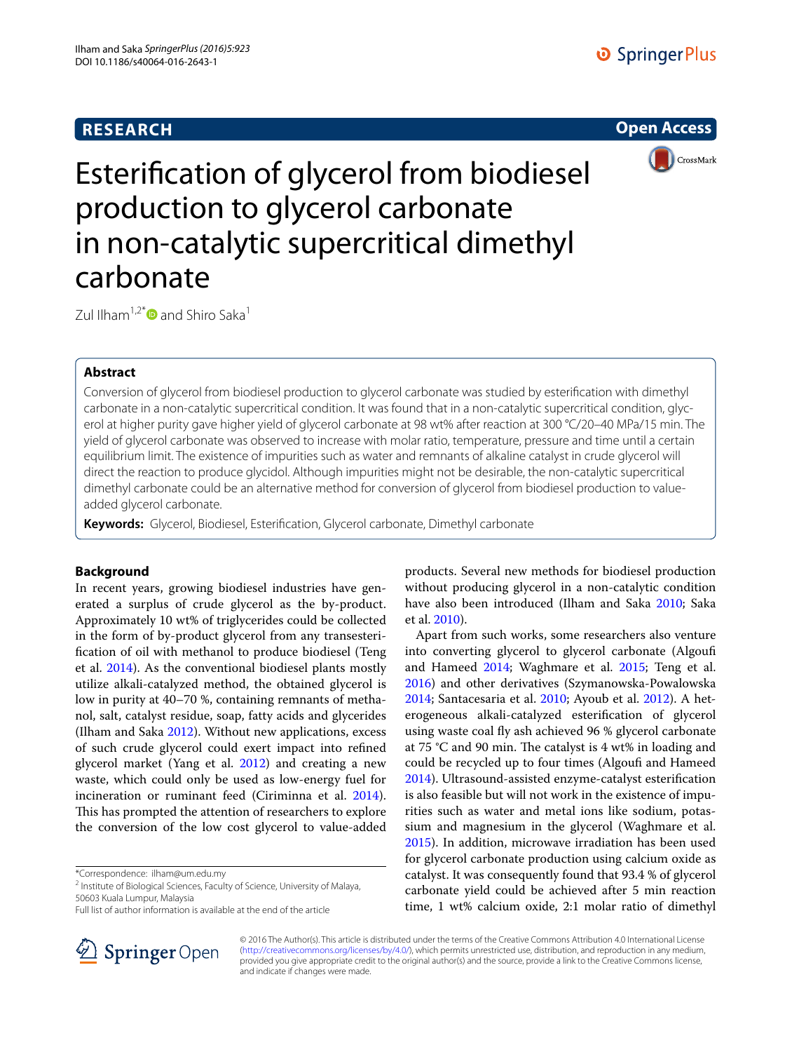RESEARCH

Open Access

# Esterification of glycerol from biodiesel production to glycerol carbonate in non-catalytic supercritical dimethyl carbonate

Zul Ilham[1,2*] and Shiro Saka[1]

## Abstract

Conversion of glycerol from biodiesel production to glycerol carbonate was studied by esterification with dimethyl carbonate in a non-catalytic supercritical condition. It was found that in a non-catalytic supercritical condition, glycerol at higher purity gave higher yield of glycerol carbonate at 98 wt% after reaction at 300 °C/20–40 MPa/15 min. The yield of glycerol carbonate was observed to increase with molar ratio, temperature, pressure and time until a certain equilibrium limit. The existence of impurities such as water and remnants of alkaline catalyst in crude glycerol will direct the reaction to produce glycidol. Although impurities might not be desirable, the non-catalytic supercritical dimethyl carbonate could be an alternative method for conversion of glycerol from biodiesel production to value-added glycerol carbonate.

**Keywords:** Glycerol, Biodiesel, Esterification, Glycerol carbonate, Dimethyl carbonate

## Background

In recent years, growing biodiesel industries have generated a surplus of crude glycerol as the by-product. Approximately 10 wt% of triglycerides could be collected in the form of by-product glycerol from any transesterification of oil with methanol to produce biodiesel (Teng et al. 2014). As the conventional biodiesel plants mostly utilize alkali-catalyzed method, the obtained glycerol is low in purity at 40–70 %, containing remnants of methanol, salt, catalyst residue, soap, fatty acids and glycerides (Ilham and Saka 2012). Without new applications, excess of such crude glycerol could exert impact into refined glycerol market (Yang et al. 2012) and creating a new waste, which could only be used as low-energy fuel for incineration or ruminant feed (Ciriminna et al. 2014). This has prompted the attention of researchers to explore the conversion of the low cost glycerol to value-added products. Several new methods for biodiesel production without producing glycerol in a non-catalytic condition have also been introduced (Ilham and Saka 2010; Saka et al. 2010).

Apart from such works, some researchers also venture into converting glycerol to glycerol carbonate (Algoufi and Hameed 2014; Waghmare et al. 2015; Teng et al. 2016) and other derivatives (Szymanowska-Powalowska 2014; Santacesaria et al. 2010; Ayoub et al. 2012). A heterogeneous alkali-catalyzed esterification of glycerol using waste coal fly ash achieved 96 % glycerol carbonate at 75 °C and 90 min. The catalyst is 4 wt% in loading and could be recycled up to four times (Algoufi and Hameed 2014). Ultrasound-assisted enzyme-catalyst esterification is also feasible but will not work in the existence of impurities such as water and metal ions like sodium, potassium and magnesium in the glycerol (Waghmare et al. 2015). In addition, microwave irradiation has been used for glycerol carbonate production using calcium oxide as catalyst. It was consequently found that 93.4 % of glycerol carbonate yield could be achieved after 5 min reaction time, 1 wt% calcium oxide, 2:1 molar ratio of dimethyl

*Correspondence: ilham@um.edu.my
[2] Institute of Biological Sciences, Faculty of Science, University of Malaya, 50603 Kuala Lumpur, Malaysia
Full list of author information is available at the end of the article

© 2016 The Author(s). This article is distributed under the terms of the Creative Commons Attribution 4.0 International License (http://creativecommons.org/licenses/by/4.0/), which permits unrestricted use, distribution, and reproduction in any medium, provided you give appropriate credit to the original author(s) and the source, provide a link to the Creative Commons license, and indicate if changes were made.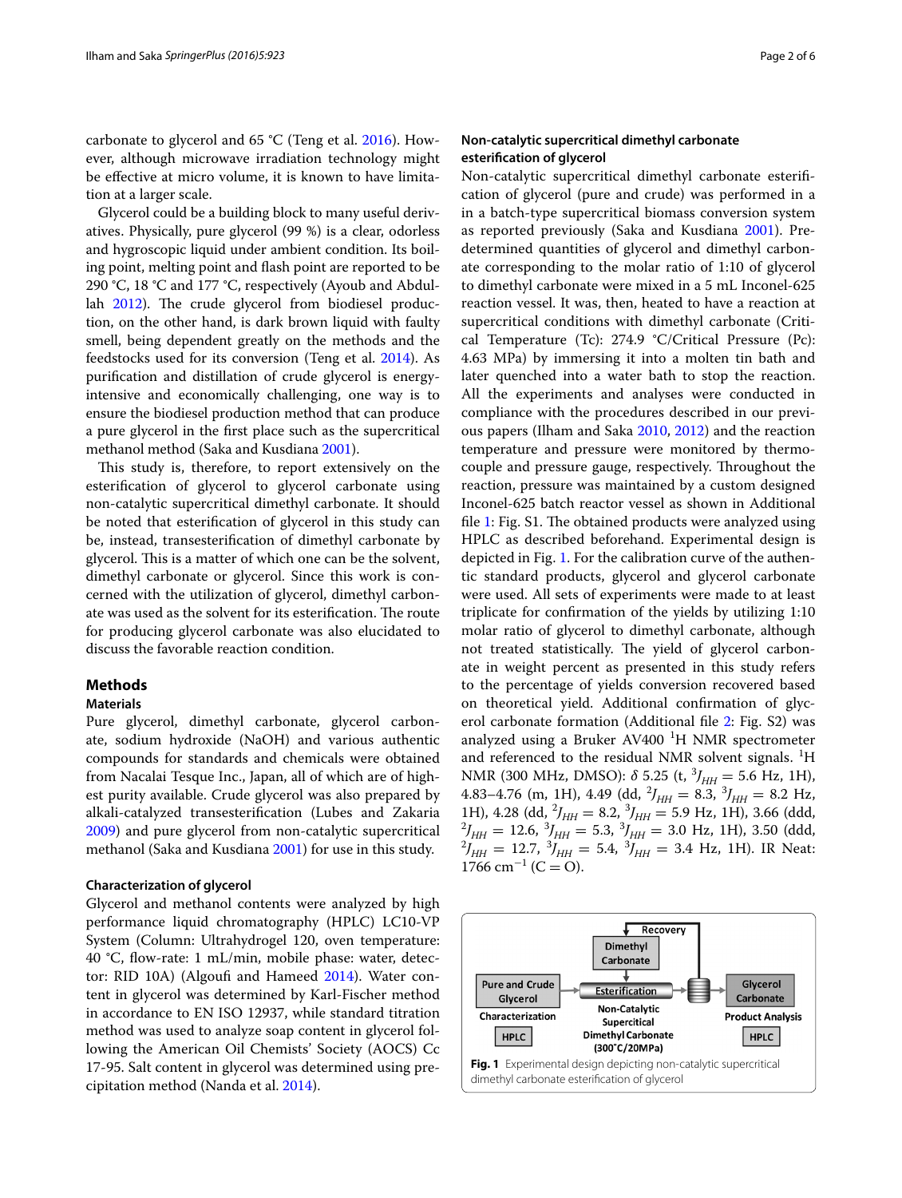carbonate to glycerol and 65 °C (Teng et al. 2016). However, although microwave irradiation technology might be effective at micro volume, it is known to have limitation at a larger scale.

Glycerol could be a building block to many useful derivatives. Physically, pure glycerol (99 %) is a clear, odorless and hygroscopic liquid under ambient condition. Its boiling point, melting point and flash point are reported to be 290 °C, 18 °C and 177 °C, respectively (Ayoub and Abdullah 2012). The crude glycerol from biodiesel production, on the other hand, is dark brown liquid with faulty smell, being dependent greatly on the methods and the feedstocks used for its conversion (Teng et al. 2014). As purification and distillation of crude glycerol is energy-intensive and economically challenging, one way is to ensure the biodiesel production method that can produce a pure glycerol in the first place such as the supercritical methanol method (Saka and Kusdiana 2001).

This study is, therefore, to report extensively on the esterification of glycerol to glycerol carbonate using non-catalytic supercritical dimethyl carbonate. It should be noted that esterification of glycerol in this study can be, instead, transesterification of dimethyl carbonate by glycerol. This is a matter of which one can be the solvent, dimethyl carbonate or glycerol. Since this work is concerned with the utilization of glycerol, dimethyl carbonate was used as the solvent for its esterification. The route for producing glycerol carbonate was also elucidated to discuss the favorable reaction condition.

## Methods

### Materials

Pure glycerol, dimethyl carbonate, glycerol carbonate, sodium hydroxide (NaOH) and various authentic compounds for standards and chemicals were obtained from Nacalai Tesque Inc., Japan, all of which are of highest purity available. Crude glycerol was also prepared by alkali-catalyzed transesterification (Lubes and Zakaria 2009) and pure glycerol from non-catalytic supercritical methanol (Saka and Kusdiana 2001) for use in this study.

### Characterization of glycerol

Glycerol and methanol contents were analyzed by high performance liquid chromatography (HPLC) LC10-VP System (Column: Ultrahydrogel 120, oven temperature: 40 °C, flow-rate: 1 mL/min, mobile phase: water, detector: RID 10A) (Algoufi and Hameed 2014). Water content in glycerol was determined by Karl-Fischer method in accordance to EN ISO 12937, while standard titration method was used to analyze soap content in glycerol following the American Oil Chemists' Society (AOCS) Cc 17-95. Salt content in glycerol was determined using precipitation method (Nanda et al. 2014).

### Non-catalytic supercritical dimethyl carbonate esterification of glycerol

Non-catalytic supercritical dimethyl carbonate esterification of glycerol (pure and crude) was performed in a in a batch-type supercritical biomass conversion system as reported previously (Saka and Kusdiana 2001). Predetermined quantities of glycerol and dimethyl carbonate corresponding to the molar ratio of 1:10 of glycerol to dimethyl carbonate were mixed in a 5 mL Inconel-625 reaction vessel. It was, then, heated to have a reaction at supercritical conditions with dimethyl carbonate (Critical Temperature (Tc): 274.9 °C/Critical Pressure (Pc): 4.63 MPa) by immersing it into a molten tin bath and later quenched into a water bath to stop the reaction. All the experiments and analyses were conducted in compliance with the procedures described in our previous papers (Ilham and Saka 2010, 2012) and the reaction temperature and pressure were monitored by thermocouple and pressure gauge, respectively. Throughout the reaction, pressure was maintained by a custom designed Inconel-625 batch reactor vessel as shown in Additional file 1: Fig. S1. The obtained products were analyzed using HPLC as described beforehand. Experimental design is depicted in Fig. 1. For the calibration curve of the authentic standard products, glycerol and glycerol carbonate were used. All sets of experiments were made to at least triplicate for confirmation of the yields by utilizing 1:10 molar ratio of glycerol to dimethyl carbonate, although not treated statistically. The yield of glycerol carbonate in weight percent as presented in this study refers to the percentage of yields conversion recovered based on theoretical yield. Additional confirmation of glycerol carbonate formation (Additional file 2: Fig. S2) was analyzed using a Bruker AV400 $^{1}$H NMR spectrometer and referenced to the residual NMR solvent signals. $^{1}$H NMR (300 MHz, DMSO): $\delta$ 5.25 (t, $^{3}J_{HH}$ = 5.6 Hz, 1H), 4.83–4.76 (m, 1H), 4.49 (dd, $^{2}J_{HH}$ = 8.3, $^{3}J_{HH}$ = 8.2 Hz, 1H), 4.28 (dd, $^{2}J_{HH}$ = 8.2, $^{3}J_{HH}$ = 5.9 Hz, 1H), 3.66 (ddd, $^{2}J_{HH}$ = 12.6, $^{3}J_{HH}$ = 5.3, $^{3}J_{HH}$ = 3.0 Hz, 1H), 3.50 (ddd, $^{2}J_{HH}$ = 12.7, $^{3}J_{HH}$ = 5.4, $^{3}J_{HH}$ = 3.4 Hz, 1H). IR Neat: 1766 cm$^{-1}$ (C = O).

Recovery | Dimethyl Carbonate | Pure and Crude Glycerol | Esterification | Glycerol Carbonate | Characterization | HPLC | Non-Catalytic Supercritical Dimethyl Carbonate (300°C/20MPa) | Product Analysis | HPLC

**Fig. 1** Experimental design depicting non-catalytic supercritical dimethyl carbonate esterification of glycerol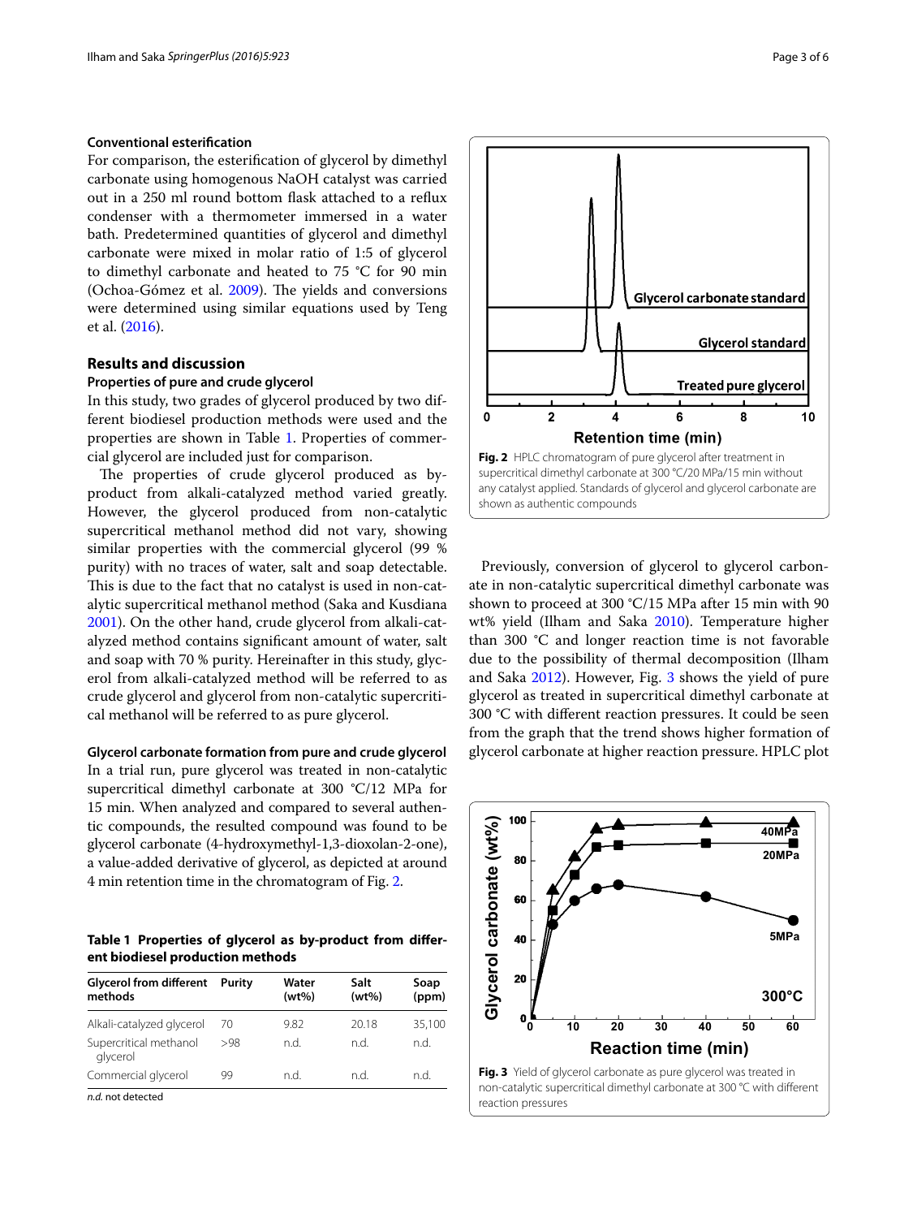### Conventional esterification

For comparison, the esterification of glycerol by dimethyl carbonate using homogenous NaOH catalyst was carried out in a 250 ml round bottom flask attached to a reflux condenser with a thermometer immersed in a water bath. Predetermined quantities of glycerol and dimethyl carbonate were mixed in molar ratio of 1:5 of glycerol to dimethyl carbonate and heated to 75 °C for 90 min (Ochoa-Gómez et al. 2009). The yields and conversions were determined using similar equations used by Teng et al. (2016).

## Results and discussion

### Properties of pure and crude glycerol

In this study, two grades of glycerol produced by two different biodiesel production methods were used and the properties are shown in Table 1. Properties of commercial glycerol are included just for comparison.

The properties of crude glycerol produced as by-product from alkali-catalyzed method varied greatly. However, the glycerol produced from non-catalytic supercritical methanol method did not vary, showing similar properties with the commercial glycerol (99 % purity) with no traces of water, salt and soap detectable. This is due to the fact that no catalyst is used in non-catalytic supercritical methanol method (Saka and Kusdiana 2001). On the other hand, crude glycerol from alkali-catalyzed method contains significant amount of water, salt and soap with 70 % purity. Hereinafter in this study, glycerol from alkali-catalyzed method will be referred to as crude glycerol and glycerol from non-catalytic supercritical methanol will be referred to as pure glycerol.

### Glycerol carbonate formation from pure and crude glycerol

In a trial run, pure glycerol was treated in non-catalytic supercritical dimethyl carbonate at 300 °C/12 MPa for 15 min. When analyzed and compared to several authentic compounds, the resulted compound was found to be glycerol carbonate (4-hydroxymethyl-1,3-dioxolan-2-one), a value-added derivative of glycerol, as depicted at around 4 min retention time in the chromatogram of Fig. 2.

**Table 1 Properties of glycerol as by-product from different biodiesel production methods**

| Glycerol from different methods | Purity | Water (wt%) | Salt (wt%) | Soap (ppm) |
|---|---|---|---|---|
| Alkali-catalyzed glycerol | 70 | 9.82 | 20.18 | 35,100 |
| Supercritical methanol glycerol | >98 | n.d. | n.d. | n.d. |
| Commercial glycerol | 99 | n.d. | n.d. | n.d. |

*n.d.* not detected

**Fig. 2** HPLC chromatogram of pure glycerol after treatment in supercritical dimethyl carbonate at 300 °C/20 MPa/15 min without any catalyst applied. Standards of glycerol and glycerol carbonate are shown as authentic compounds

Previously, conversion of glycerol to glycerol carbonate in non-catalytic supercritical dimethyl carbonate was shown to proceed at 300 °C/15 MPa after 15 min with 90 wt% yield (Ilham and Saka 2010). Temperature higher than 300 °C and longer reaction time is not favorable due to the possibility of thermal decomposition (Ilham and Saka 2012). However, Fig. 3 shows the yield of pure glycerol as treated in supercritical dimethyl carbonate at 300 °C with different reaction pressures. It could be seen from the graph that the trend shows higher formation of glycerol carbonate at higher reaction pressure. HPLC plot

**Fig. 3** Yield of glycerol carbonate as pure glycerol was treated in non-catalytic supercritical dimethyl carbonate at 300 °C with different reaction pressures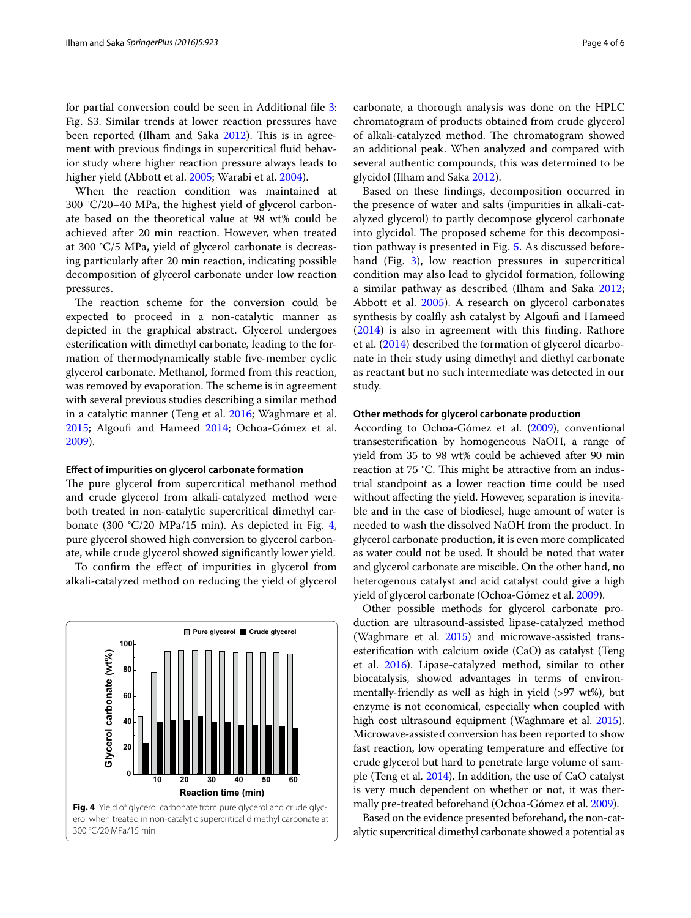for partial conversion could be seen in Additional file 3: Fig. S3. Similar trends at lower reaction pressures have been reported (Ilham and Saka 2012). This is in agreement with previous findings in supercritical fluid behavior study where higher reaction pressure always leads to higher yield (Abbott et al. 2005; Warabi et al. 2004).

When the reaction condition was maintained at 300 °C/20–40 MPa, the highest yield of glycerol carbonate based on the theoretical value at 98 wt% could be achieved after 20 min reaction. However, when treated at 300 °C/5 MPa, yield of glycerol carbonate is decreasing particularly after 20 min reaction, indicating possible decomposition of glycerol carbonate under low reaction pressures.

The reaction scheme for the conversion could be expected to proceed in a non-catalytic manner as depicted in the graphical abstract. Glycerol undergoes esterification with dimethyl carbonate, leading to the formation of thermodynamically stable five-member cyclic glycerol carbonate. Methanol, formed from this reaction, was removed by evaporation. The scheme is in agreement with several previous studies describing a similar method in a catalytic manner (Teng et al. 2016; Waghmare et al. 2015; Algoufi and Hameed 2014; Ochoa-Gómez et al. 2009).

### Effect of impurities on glycerol carbonate formation

The pure glycerol from supercritical methanol method and crude glycerol from alkali-catalyzed method were both treated in non-catalytic supercritical dimethyl carbonate (300 °C/20 MPa/15 min). As depicted in Fig. 4, pure glycerol showed high conversion to glycerol carbonate, while crude glycerol showed significantly lower yield.

To confirm the effect of impurities in glycerol from alkali-catalyzed method on reducing the yield of glycerol carbonate, a thorough analysis was done on the HPLC chromatogram of products obtained from crude glycerol of alkali-catalyzed method. The chromatogram showed an additional peak. When analyzed and compared with several authentic compounds, this was determined to be glycidol (Ilham and Saka 2012).

Fig. 4 Yield of glycerol carbonate from pure glycerol and crude glycerol when treated in non-catalytic supercritical dimethyl carbonate at 300 °C/20 MPa/15 min

Based on these findings, decomposition occurred in the presence of water and salts (impurities in alkali-catalyzed glycerol) to partly decompose glycerol carbonate into glycidol. The proposed scheme for this decomposition pathway is presented in Fig. 5. As discussed beforehand (Fig. 3), low reaction pressures in supercritical condition may also lead to glycidol formation, following a similar pathway as described (Ilham and Saka 2012; Abbott et al. 2005). A research on glycerol carbonates synthesis by coalfly ash catalyst by Algoufi and Hameed (2014) is also in agreement with this finding. Rathore et al. (2014) described the formation of glycerol dicarbonate in their study using dimethyl and diethyl carbonate as reactant but no such intermediate was detected in our study.

### Other methods for glycerol carbonate production

According to Ochoa-Gómez et al. (2009), conventional transesterification by homogeneous NaOH, a range of yield from 35 to 98 wt% could be achieved after 90 min reaction at 75 °C. This might be attractive from an industrial standpoint as a lower reaction time could be used without affecting the yield. However, separation is inevitable and in the case of biodiesel, huge amount of water is needed to wash the dissolved NaOH from the product. In glycerol carbonate production, it is even more complicated as water could not be used. It should be noted that water and glycerol carbonate are miscible. On the other hand, no heterogenous catalyst and acid catalyst could give a high yield of glycerol carbonate (Ochoa-Gómez et al. 2009).

Other possible methods for glycerol carbonate production are ultrasound-assisted lipase-catalyzed method (Waghmare et al. 2015) and microwave-assisted transesterification with calcium oxide (CaO) as catalyst (Teng et al. 2016). Lipase-catalyzed method, similar to other biocatalysis, showed advantages in terms of environmentally-friendly as well as high in yield (>97 wt%), but enzyme is not economical, especially when coupled with high cost ultrasound equipment (Waghmare et al. 2015). Microwave-assisted conversion has been reported to show fast reaction, low operating temperature and effective for crude glycerol but hard to penetrate large volume of sample (Teng et al. 2014). In addition, the use of CaO catalyst is very much dependent on whether or not, it was thermally pre-treated beforehand (Ochoa-Gómez et al. 2009).

Based on the evidence presented beforehand, the non-catalytic supercritical dimethyl carbonate showed a potential as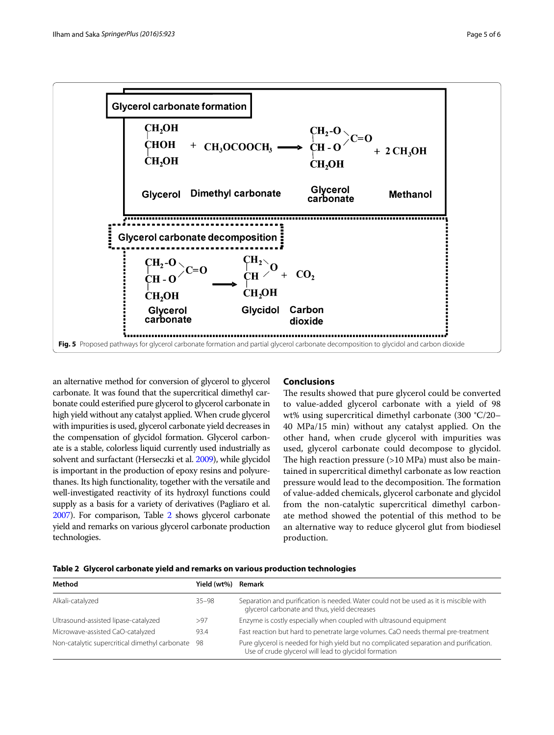**Glycerol carbonate formation**

$$\text{Glycerol} + CH_3OCOOCH_3 \longrightarrow \text{Glycerol carbonate} + 2\,CH_3OH$$

**Glycerol carbonate decomposition**

$$\text{Glycerol carbonate} \longrightarrow \text{Glycidol} + CO_2$$

**Fig. 5** Proposed pathways for glycerol carbonate formation and partial glycerol carbonate decomposition to glycidol and carbon dioxide

an alternative method for conversion of glycerol to glycerol carbonate. It was found that the supercritical dimethyl carbonate could esterified pure glycerol to glycerol carbonate in high yield without any catalyst applied. When crude glycerol with impurities is used, glycerol carbonate yield decreases in the compensation of glycidol formation. Glycerol carbonate is a stable, colorless liquid currently used industrially as solvent and surfactant (Herseczki et al. 2009), while glycidol is important in the production of epoxy resins and polyurethanes. Its high functionality, together with the versatile and well-investigated reactivity of its hydroxyl functions could supply as a basis for a variety of derivatives (Pagliaro et al. 2007). For comparison, Table 2 shows glycerol carbonate yield and remarks on various glycerol carbonate production technologies.

## Conclusions

The results showed that pure glycerol could be converted to value-added glycerol carbonate with a yield of 98 wt% using supercritical dimethyl carbonate (300 °C/20–40 MPa/15 min) without any catalyst applied. On the other hand, when crude glycerol with impurities was used, glycerol carbonate could decompose to glycidol. The high reaction pressure (>10 MPa) must also be maintained in supercritical dimethyl carbonate as low reaction pressure would lead to the decomposition. The formation of value-added chemicals, glycerol carbonate and glycidol from the non-catalytic supercritical dimethyl carbonate method showed the potential of this method to be an alternative way to reduce glycerol glut from biodiesel production.

**Table 2 Glycerol carbonate yield and remarks on various production technologies**

| Method | Yield (wt%) | Remark |
|---|---|---|
| Alkali-catalyzed | 35–98 | Separation and purification is needed. Water could not be used as it is miscible with glycerol carbonate and thus, yield decreases |
| Ultrasound-assisted lipase-catalyzed | >97 | Enzyme is costly especially when coupled with ultrasound equipment |
| Microwave-assisted CaO-catalyzed | 93.4 | Fast reaction but hard to penetrate large volumes. CaO needs thermal pre-treatment |
| Non-catalytic supercritical dimethyl carbonate | 98 | Pure glycerol is needed for high yield but no complicated separation and purification. Use of crude glycerol will lead to glycidol formation |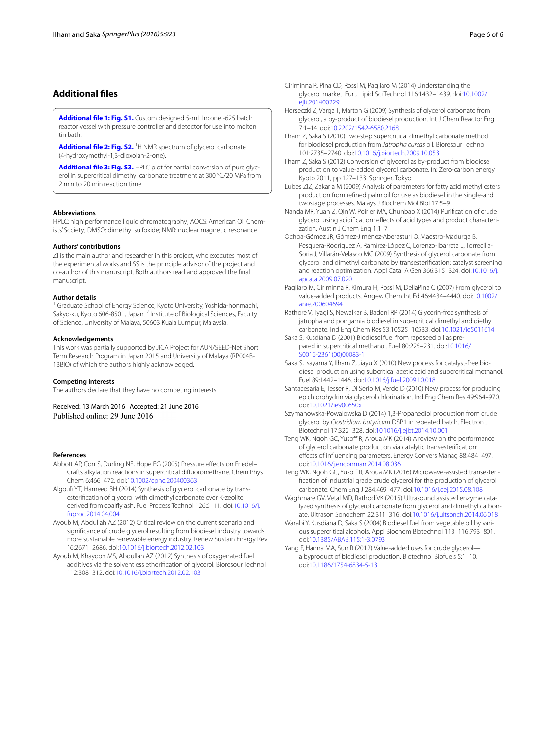## Additional files

**Additional file 1: Fig. S1.** Custom designed 5-mL Inconel-625 batch reactor vessel with pressure controller and detector for use into molten tin bath.

**Additional file 2: Fig. S2.** $^{1}$H NMR spectrum of glycerol carbonate (4-hydroxymethyl-1,3-dioxolan-2-one).

**Additional file 3: Fig. S3.** HPLC plot for partial conversion of pure glycerol in supercritical dimethyl carbonate treatment at 300 °C/20 MPa from 2 min to 20 min reaction time.

### Abbreviations

HPLC: high performance liquid chromatography; AOCS: American Oil Chemists' Society; DMSO: dimethyl sulfoxide; NMR: nuclear magnetic resonance.

### Authors' contributions

ZI is the main author and researcher in this project, who executes most of the experimental works and SS is the principle advisor of the project and co-author of this manuscript. Both authors read and approved the final manuscript.

### Author details

[1] Graduate School of Energy Science, Kyoto University, Yoshida-honmachi, Sakyo-ku, Kyoto 606-8501, Japan. [2] Institute of Biological Sciences, Faculty of Science, University of Malaya, 50603 Kuala Lumpur, Malaysia.

### Acknowledgements

This work was partially supported by JICA Project for AUN/SEED-Net Short Term Research Program in Japan 2015 and University of Malaya (RP004B-13BIO) of which the authors highly acknowledged.

### Competing interests

The authors declare that they have no competing interests.

Received: 13 March 2016 Accepted: 21 June 2016
Published online: 29 June 2016

### References

Abbott AP, Corr S, Durling NE, Hope EG (2005) Pressure effects on Friedel–Crafts alkylation reactions in supercritical difluoromethane. Chem Phys Chem 6:466–472. doi:10.1002/cphc.200400363

Algoufi YT, Hameed BH (2014) Synthesis of glycerol carbonate by transesterification of glycerol with dimethyl carbonate over K-zeolite derived from coalfly ash. Fuel Process Technol 126:5–11. doi:10.1016/j.fuproc.2014.04.004

Ayoub M, Abdullah AZ (2012) Critical review on the current scenario and significance of crude glycerol resulting from biodiesel industry towards more sustainable renewable energy industry. Renew Sustain Energy Rev 16:2671–2686. doi:10.1016/j.biortech.2012.02.103

Ayoub M, Khayoon MS, Abdullah AZ (2012) Synthesis of oxygenated fuel additives via the solventless etherification of glycerol. Bioresour Technol 112:308–312. doi:10.1016/j.biortech.2012.02.103

Ciriminna R, Pina CD, Rossi M, Pagliaro M (2014) Understanding the glycerol market. Eur J Lipid Sci Technol 116:1432–1439. doi:10.1002/ejlt.201400229

Herseczki Z, Varga T, Marton G (2009) Synthesis of glycerol carbonate from glycerol, a by-product of biodiesel production. Int J Chem Reactor Eng 7:1–14. doi:10.2202/1542-6580.2168

Ilham Z, Saka S (2010) Two-step supercritical dimethyl carbonate method for biodiesel production from *Jatropha curcas* oil. Bioresour Technol 101:2735–2740. doi:10.1016/j.biortech.2009.10.053

Ilham Z, Saka S (2012) Conversion of glycerol as by-product from biodiesel production to value-added glycerol carbonate. In: Zero-carbon energy Kyoto 2011, pp 127–133. Springer, Tokyo

Lubes ZIZ, Zakaria M (2009) Analysis of parameters for fatty acid methyl esters production from refined palm oil for use as biodiesel in the single-and twostage processes. Malays J Biochem Mol Biol 17:5–9

Nanda MR, Yuan Z, Qin W, Poirier MA, Chunbao X (2014) Purification of crude glycerol using acidification: effects of acid types and product characterization. Austin J Chem Eng 1:1–7

Ochoa-Gómez JR, Gómez-Jiménez-Aberasturi O, Maestro-Madurga B, Pesquera-Rodríguez A, Ramírez-López C, Lorenzo-Ibarreta L, Torrecilla-Soria J, Villarán-Velasco MC (2009) Synthesis of glycerol carbonate from glycerol and dimethyl carbonate by transesterification: catalyst screening and reaction optimization. Appl Catal A Gen 366:315–324. doi:10.1016/j.apcata.2009.07.020

Pagliaro M, Ciriminna R, Kimura H, Rossi M, DellaPina C (2007) From glycerol to value-added products. Angew Chem Int Ed 46:4434–4440. doi:10.1002/anie.200604694

Rathore V, Tyagi S, Newalkar B, Badoni RP (2014) Glycerin-free synthesis of jatropha and pongamia biodiesel in supercritical dimethyl and diethyl carbonate. Ind Eng Chem Res 53:10525–10533. doi:10.1021/ie5011614

Saka S, Kusdiana D (2001) Biodiesel fuel from rapeseed oil as prepared in supercritical methanol. Fuel 80:225–231. doi:10.1016/S0016-2361(00)00083-1

Saka S, Isayama Y, Ilham Z, Jiayu X (2010) New process for catalyst-free biodiesel production using subcritical acetic acid and supercritical methanol. Fuel 89:1442–1446. doi:10.1016/j.fuel.2009.10.018

Santacesaria E, Tesser R, Di Serio M, Verde D (2010) New process for producing epichlorohydrin via glycerol chlorination. Ind Eng Chem Res 49:964–970. doi:10.1021/ie900650x

Szymanowska-Powalowska D (2014) 1,3-Propanediol production from crude glycerol by *Clostridium butyricum* DSP1 in repeated batch. Electron J Biotechnol 17:322–328. doi:10.1016/j.ejbt.2014.10.001

Teng WK, Ngoh GC, Yusoff R, Aroua MK (2014) A review on the performance of glycerol carbonate production via catalytic transesterification: effects of influencing parameters. Energy Convers Manag 88:484–497. doi:10.1016/j.enconman.2014.08.036

Teng WK, Ngoh GC, Yusoff R, Aroua MK (2016) Microwave-assisted transesterification of industrial grade crude glycerol for the production of glycerol carbonate. Chem Eng J 284:469–477. doi:10.1016/j.cej.2015.08.108

Waghmare GV, Vetal MD, Rathod VK (2015) Ultrasound assisted enzyme catalyzed synthesis of glycerol carbonate from glycerol and dimethyl carbonate. Ultrason Sonochem 22:311–316. doi:10.1016/j.ultsonch.2014.06.018

Warabi Y, Kusdiana D, Saka S (2004) Biodiesel fuel from vegetable oil by various supercritical alcohols. Appl Biochem Biotechnol 113–116:793–801. doi:10.1385/ABAB:115:1-3:0793

Yang F, Hanna MA, Sun R (2012) Value-added uses for crude glycerol—a byproduct of biodiesel production. Biotechnol Biofuels 5:1–10. doi:10.1186/1754-6834-5-13